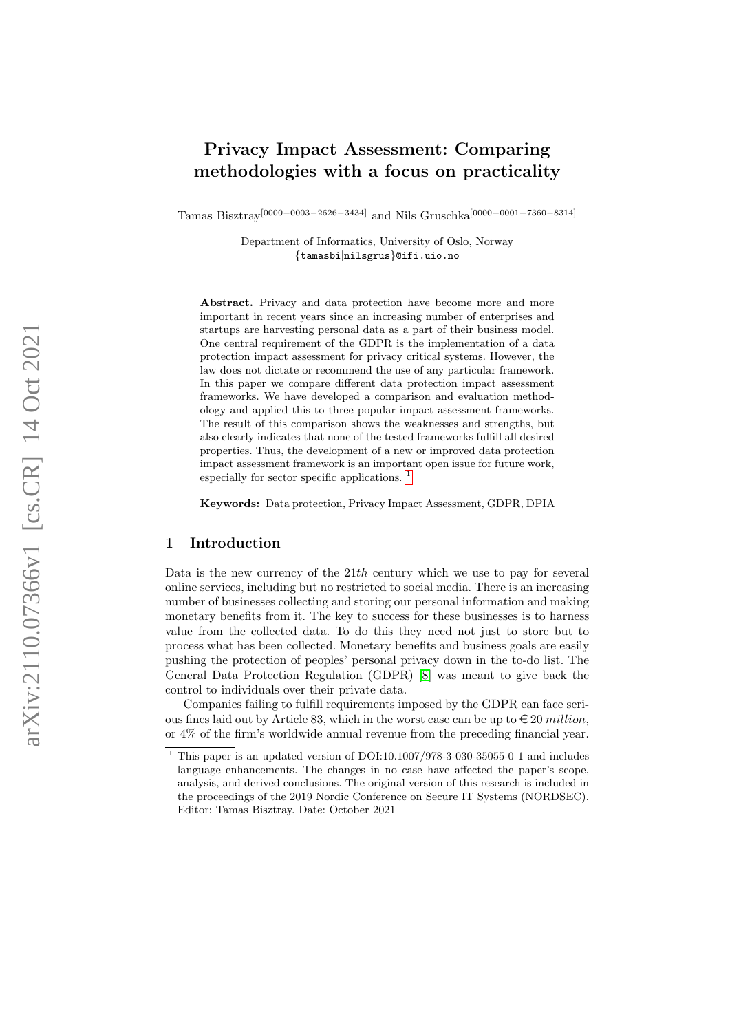# Privacy Impact Assessment: Comparing methodologies with a focus on practicality

Tamas Bisztray[0000−0003−2626−3434] and Nils Gruschka[0000−0001−7360−8314]

Department of Informatics, University of Oslo, Norway
{tamasbi|nilsgrus}@ifi.uio.no

**Abstract.** Privacy and data protection have become more and more important in recent years since an increasing number of enterprises and startups are harvesting personal data as a part of their business model. One central requirement of the GDPR is the implementation of a data protection impact assessment for privacy critical systems. However, the law does not dictate or recommend the use of any particular framework. In this paper we compare different data protection impact assessment frameworks. We have developed a comparison and evaluation methodology and applied this to three popular impact assessment frameworks. The result of this comparison shows the weaknesses and strengths, but also clearly indicates that none of the tested frameworks fulfill all desired properties. Thus, the development of a new or improved data protection impact assessment framework is an important open issue for future work, especially for sector specific applications. [1]

**Keywords:** Data protection, Privacy Impact Assessment, GDPR, DPIA

## 1 Introduction

Data is the new currency of the $21th$ century which we use to pay for several online services, including but no restricted to social media. There is an increasing number of businesses collecting and storing our personal information and making monetary benefits from it. The key to success for these businesses is to harness value from the collected data. To do this they need not just to store but to process what has been collected. Monetary benefits and business goals are easily pushing the protection of peoples' personal privacy down in the to-do list. The General Data Protection Regulation (GDPR) [8] was meant to give back the control to individuals over their private data.

Companies failing to fulfill requirements imposed by the GDPR can face serious fines laid out by Article 83, which in the worst case can be up to €20 *million*, or 4% of the firm's worldwide annual revenue from the preceding financial year.

[1] This paper is an updated version of DOI:10.1007/978-3-030-35055-0_1 and includes language enhancements. The changes in no case have affected the paper's scope, analysis, and derived conclusions. The original version of this research is included in the proceedings of the 2019 Nordic Conference on Secure IT Systems (NORDSEC). Editor: Tamas Bisztray. Date: October 2021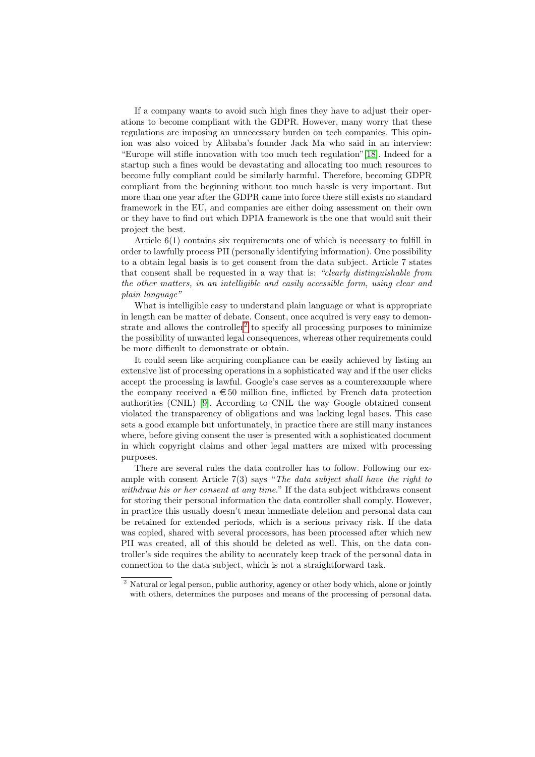If a company wants to avoid such high fines they have to adjust their operations to become compliant with the GDPR. However, many worry that these regulations are imposing an unnecessary burden on tech companies. This opinion was also voiced by Alibaba's founder Jack Ma who said in an interview: "Europe will stifle innovation with too much tech regulation"[18]. Indeed for a startup such a fines would be devastating and allocating too much resources to become fully compliant could be similarly harmful. Therefore, becoming GDPR compliant from the beginning without too much hassle is very important. But more than one year after the GDPR came into force there still exists no standard framework in the EU, and companies are either doing assessment on their own or they have to find out which DPIA framework is the one that would suit their project the best.

Article 6(1) contains six requirements one of which is necessary to fulfill in order to lawfully process PII (personally identifying information). One possibility to a obtain legal basis is to get consent from the data subject. Article 7 states that consent shall be requested in a way that is: *"clearly distinguishable from the other matters, in an intelligible and easily accessible form, using clear and plain language"*

What is intelligible easy to understand plain language or what is appropriate in length can be matter of debate. Consent, once acquired is very easy to demonstrate and allows the controller[2] to specify all processing purposes to minimize the possibility of unwanted legal consequences, whereas other requirements could be more difficult to demonstrate or obtain.

It could seem like acquiring compliance can be easily achieved by listing an extensive list of processing operations in a sophisticated way and if the user clicks accept the processing is lawful. Google's case serves as a counterexample where the company received a €50 million fine, inflicted by French data protection authorities (CNIL) [9]. According to CNIL the way Google obtained consent violated the transparency of obligations and was lacking legal bases. This case sets a good example but unfortunately, in practice there are still many instances where, before giving consent the user is presented with a sophisticated document in which copyright claims and other legal matters are mixed with processing purposes.

There are several rules the data controller has to follow. Following our example with consent Article 7(3) says "*The data subject shall have the right to withdraw his or her consent at any time.*" If the data subject withdraws consent for storing their personal information the data controller shall comply. However, in practice this usually doesn't mean immediate deletion and personal data can be retained for extended periods, which is a serious privacy risk. If the data was copied, shared with several processors, has been processed after which new PII was created, all of this should be deleted as well. This, on the data controller's side requires the ability to accurately keep track of the personal data in connection to the data subject, which is not a straightforward task.

[2] Natural or legal person, public authority, agency or other body which, alone or jointly with others, determines the purposes and means of the processing of personal data.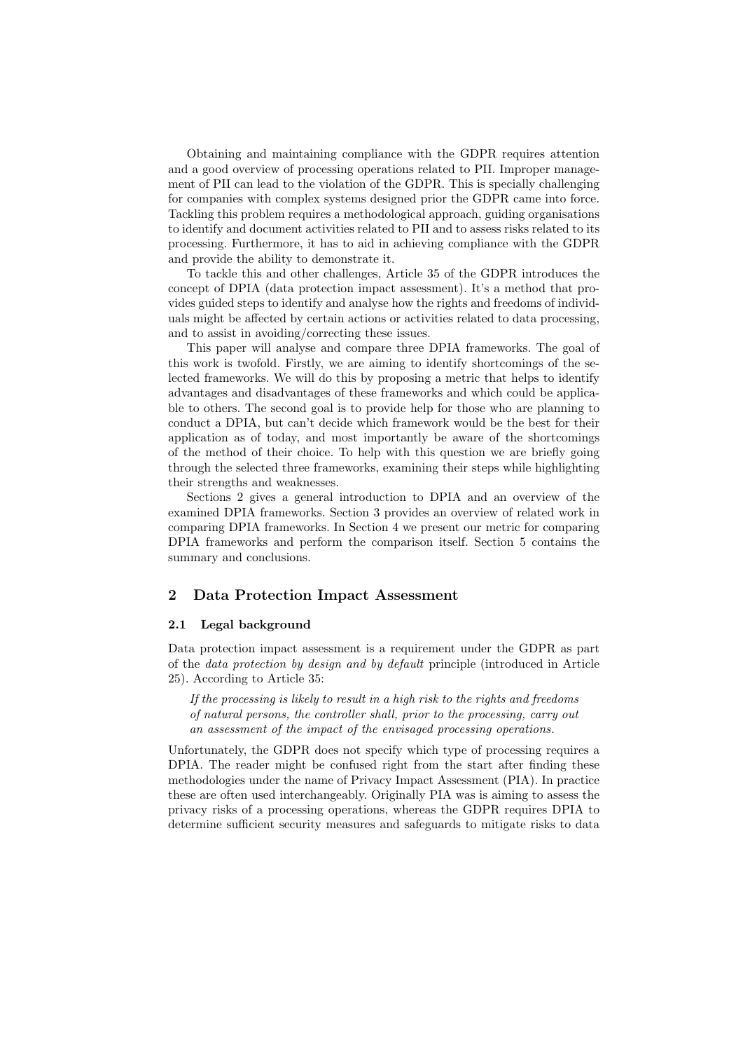Obtaining and maintaining compliance with the GDPR requires attention and a good overview of processing operations related to PII. Improper management of PII can lead to the violation of the GDPR. This is specially challenging for companies with complex systems designed prior the GDPR came into force. Tackling this problem requires a methodological approach, guiding organisations to identify and document activities related to PII and to assess risks related to its processing. Furthermore, it has to aid in achieving compliance with the GDPR and provide the ability to demonstrate it.

To tackle this and other challenges, Article 35 of the GDPR introduces the concept of DPIA (data protection impact assessment). It's a method that provides guided steps to identify and analyse how the rights and freedoms of individuals might be affected by certain actions or activities related to data processing, and to assist in avoiding/correcting these issues.

This paper will analyse and compare three DPIA frameworks. The goal of this work is twofold. Firstly, we are aiming to identify shortcomings of the selected frameworks. We will do this by proposing a metric that helps to identify advantages and disadvantages of these frameworks and which could be applicable to others. The second goal is to provide help for those who are planning to conduct a DPIA, but can't decide which framework would be the best for their application as of today, and most importantly be aware of the shortcomings of the method of their choice. To help with this question we are briefly going through the selected three frameworks, examining their steps while highlighting their strengths and weaknesses.

Sections 2 gives a general introduction to DPIA and an overview of the examined DPIA frameworks. Section 3 provides an overview of related work in comparing DPIA frameworks. In Section 4 we present our metric for comparing DPIA frameworks and perform the comparison itself. Section 5 contains the summary and conclusions.

## 2 Data Protection Impact Assessment

### 2.1 Legal background

Data protection impact assessment is a requirement under the GDPR as part of the *data protection by design and by default* principle (introduced in Article 25). According to Article 35:

> *If the processing is likely to result in a high risk to the rights and freedoms of natural persons, the controller shall, prior to the processing, carry out an assessment of the impact of the envisaged processing operations.*

Unfortunately, the GDPR does not specify which type of processing requires a DPIA. The reader might be confused right from the start after finding these methodologies under the name of Privacy Impact Assessment (PIA). In practice these are often used interchangeably. Originally PIA was is aiming to assess the privacy risks of a processing operations, whereas the GDPR requires DPIA to determine sufficient security measures and safeguards to mitigate risks to data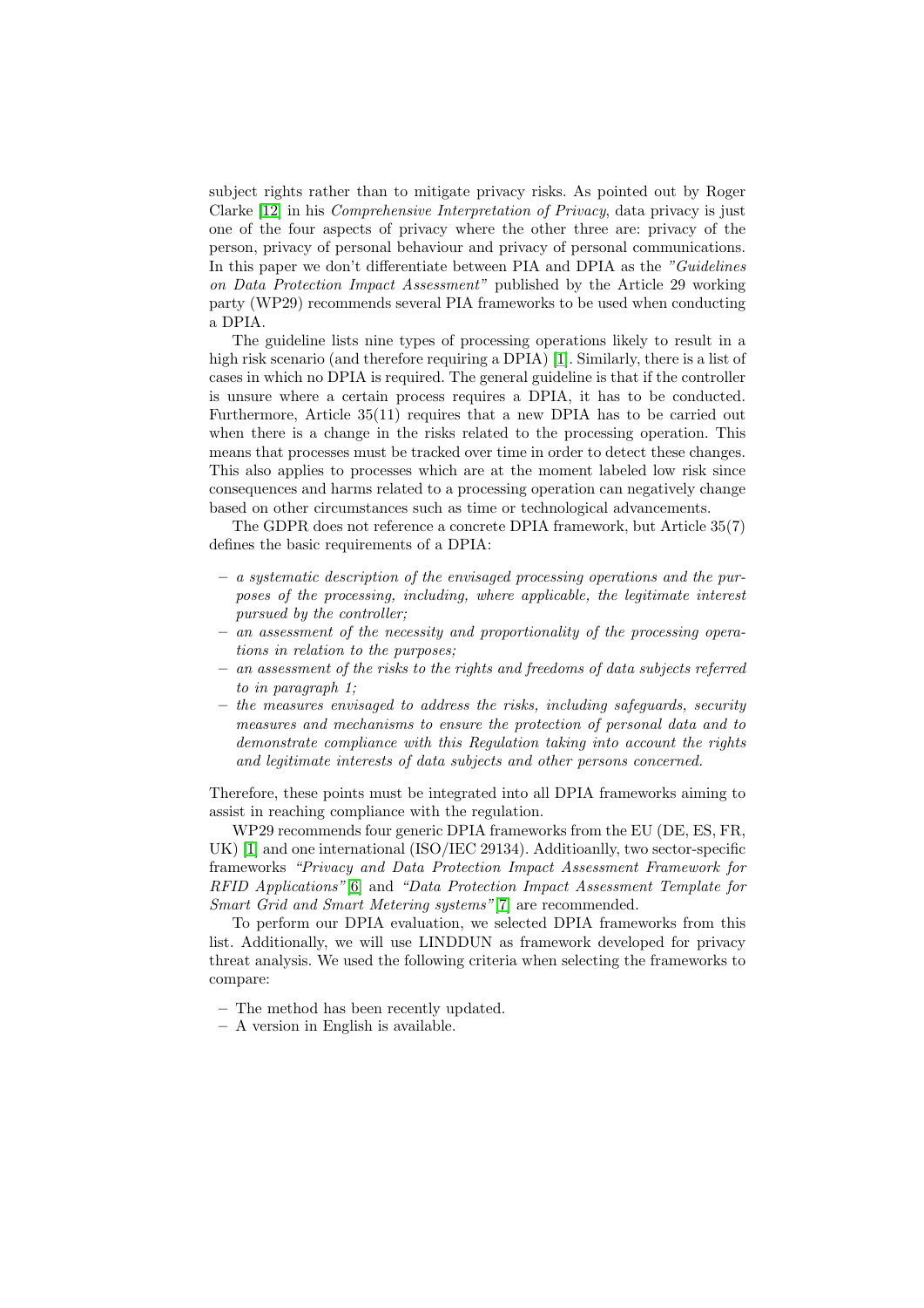subject rights rather than to mitigate privacy risks. As pointed out by Roger Clarke [12] in his *Comprehensive Interpretation of Privacy*, data privacy is just one of the four aspects of privacy where the other three are: privacy of the person, privacy of personal behaviour and privacy of personal communications. In this paper we don't differentiate between PIA and DPIA as the *"Guidelines on Data Protection Impact Assessment"* published by the Article 29 working party (WP29) recommends several PIA frameworks to be used when conducting a DPIA.

The guideline lists nine types of processing operations likely to result in a high risk scenario (and therefore requiring a DPIA) [1]. Similarly, there is a list of cases in which no DPIA is required. The general guideline is that if the controller is unsure where a certain process requires a DPIA, it has to be conducted. Furthermore, Article 35(11) requires that a new DPIA has to be carried out when there is a change in the risks related to the processing operation. This means that processes must be tracked over time in order to detect these changes. This also applies to processes which are at the moment labeled low risk since consequences and harms related to a processing operation can negatively change based on other circumstances such as time or technological advancements.

The GDPR does not reference a concrete DPIA framework, but Article 35(7) defines the basic requirements of a DPIA:

- *a systematic description of the envisaged processing operations and the purposes of the processing, including, where applicable, the legitimate interest pursued by the controller;*
- *an assessment of the necessity and proportionality of the processing operations in relation to the purposes;*
- *an assessment of the risks to the rights and freedoms of data subjects referred to in paragraph 1;*
- *the measures envisaged to address the risks, including safeguards, security measures and mechanisms to ensure the protection of personal data and to demonstrate compliance with this Regulation taking into account the rights and legitimate interests of data subjects and other persons concerned.*

Therefore, these points must be integrated into all DPIA frameworks aiming to assist in reaching compliance with the regulation.

WP29 recommends four generic DPIA frameworks from the EU (DE, ES, FR, UK) [1] and one international (ISO/IEC 29134). Additioanlly, two sector-specific frameworks *"Privacy and Data Protection Impact Assessment Framework for RFID Applications"*[6] and *"Data Protection Impact Assessment Template for Smart Grid and Smart Metering systems"*[7] are recommended.

To perform our DPIA evaluation, we selected DPIA frameworks from this list. Additionally, we will use LINDDUN as framework developed for privacy threat analysis. We used the following criteria when selecting the frameworks to compare:

- The method has been recently updated.
- A version in English is available.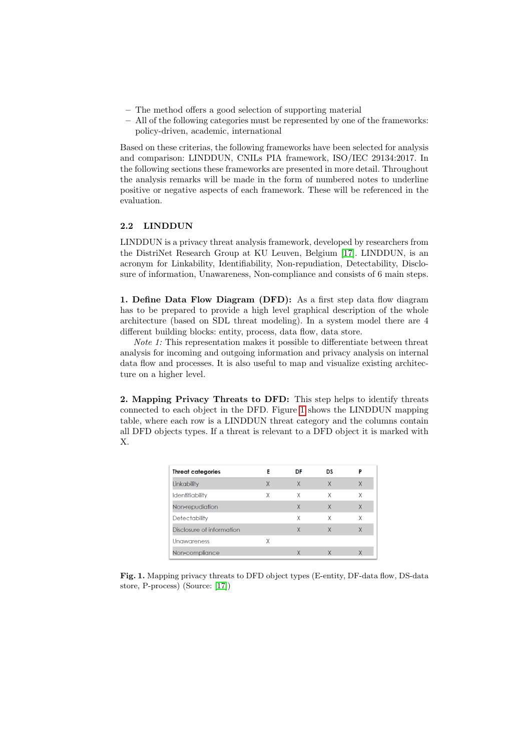– The method offers a good selection of supporting material
– All of the following categories must be represented by one of the frameworks: policy-driven, academic, international

Based on these criterias, the following frameworks have been selected for analysis and comparison: LINDDUN, CNILs PIA framework, ISO/IEC 29134:2017. In the following sections these frameworks are presented in more detail. Throughout the analysis remarks will be made in the form of numbered notes to underline positive or negative aspects of each framework. These will be referenced in the evaluation.

### 2.2 LINDDUN

LINDDUN is a privacy threat analysis framework, developed by researchers from the DistriNet Research Group at KU Leuven, Belgium [17]. LINDDUN, is an acronym for Linkability, Identifiability, Non-repudiation, Detectability, Disclosure of information, Unawareness, Non-compliance and consists of 6 main steps.

**1. Define Data Flow Diagram (DFD):** As a first step data flow diagram has to be prepared to provide a high level graphical description of the whole architecture (based on SDL threat modeling). In a system model there are 4 different building blocks: entity, process, data flow, data store.

*Note 1:* This representation makes it possible to differentiate between threat analysis for incoming and outgoing information and privacy analysis on internal data flow and processes. It is also useful to map and visualize existing architecture on a higher level.

**2. Mapping Privacy Threats to DFD:** This step helps to identify threats connected to each object in the DFD. Figure 1 shows the LINDDUN mapping table, where each row is a LINDDUN threat category and the columns contain all DFD objects types. If a threat is relevant to a DFD object it is marked with X.

| Threat categories | E | DF | DS | P |
|---|---|---|---|---|
| Linkability | X | X | X | X |
| Identifiability | X | X | X | X |
| Non-repudiation | | X | X | X |
| Detectability | | X | X | X |
| Disclosure of information | | X | X | X |
| Unawareness | X | | | |
| Non-compliance | | X | X | X |

**Fig. 1.** Mapping privacy threats to DFD object types (E-entity, DF-data flow, DS-data store, P-process) (Source: [17])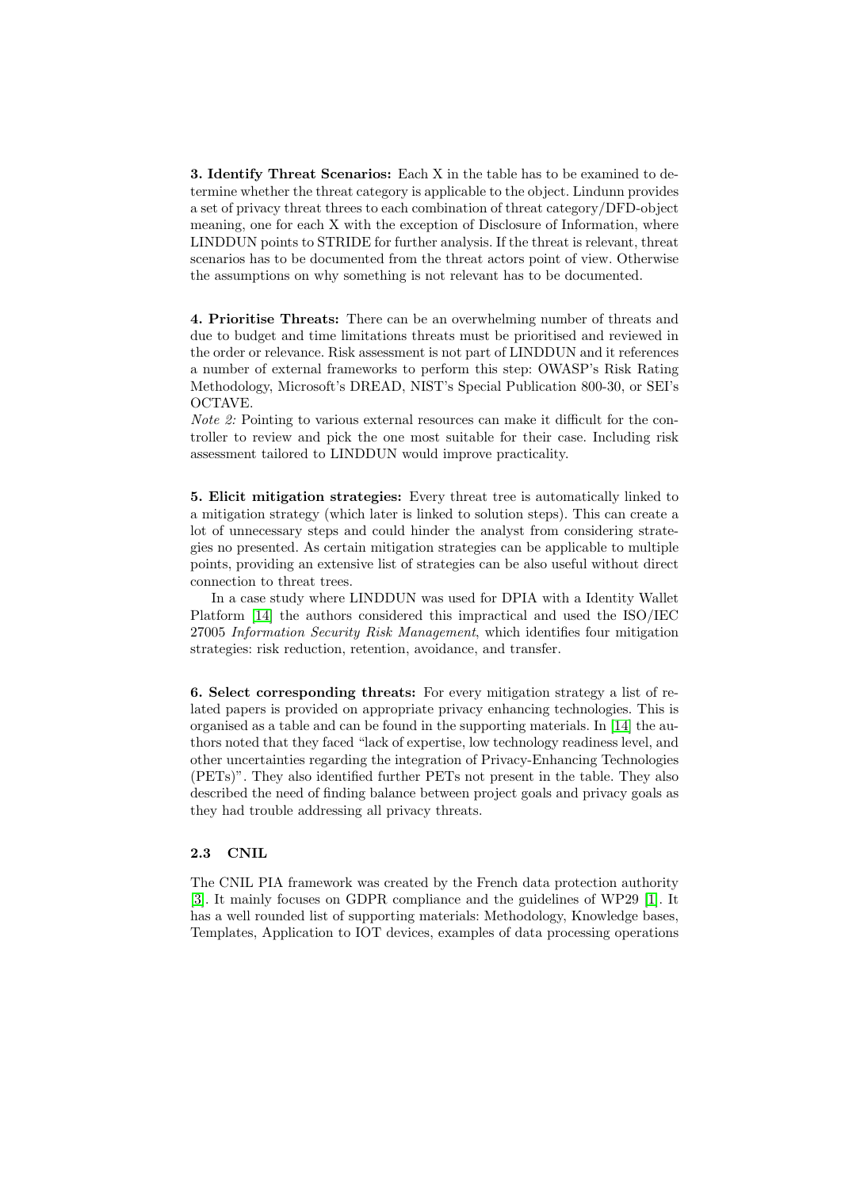**3. Identify Threat Scenarios:** Each X in the table has to be examined to determine whether the threat category is applicable to the object. Lindunn provides a set of privacy threat threes to each combination of threat category/DFD-object meaning, one for each X with the exception of Disclosure of Information, where LINDDUN points to STRIDE for further analysis. If the threat is relevant, threat scenarios has to be documented from the threat actors point of view. Otherwise the assumptions on why something is not relevant has to be documented.

**4. Prioritise Threats:** There can be an overwhelming number of threats and due to budget and time limitations threats must be prioritised and reviewed in the order or relevance. Risk assessment is not part of LINDDUN and it references a number of external frameworks to perform this step: OWASP's Risk Rating Methodology, Microsoft's DREAD, NIST's Special Publication 800-30, or SEI's OCTAVE.
*Note 2:* Pointing to various external resources can make it difficult for the controller to review and pick the one most suitable for their case. Including risk assessment tailored to LINDDUN would improve practicality.

**5. Elicit mitigation strategies:** Every threat tree is automatically linked to a mitigation strategy (which later is linked to solution steps). This can create a lot of unnecessary steps and could hinder the analyst from considering strategies no presented. As certain mitigation strategies can be applicable to multiple points, providing an extensive list of strategies can be also useful without direct connection to threat trees.

In a case study where LINDDUN was used for DPIA with a Identity Wallet Platform [14] the authors considered this impractical and used the ISO/IEC 27005 *Information Security Risk Management*, which identifies four mitigation strategies: risk reduction, retention, avoidance, and transfer.

**6. Select corresponding threats:** For every mitigation strategy a list of related papers is provided on appropriate privacy enhancing technologies. This is organised as a table and can be found in the supporting materials. In [14] the authors noted that they faced "lack of expertise, low technology readiness level, and other uncertainties regarding the integration of Privacy-Enhancing Technologies (PETs)". They also identified further PETs not present in the table. They also described the need of finding balance between project goals and privacy goals as they had trouble addressing all privacy threats.

### 2.3 CNIL

The CNIL PIA framework was created by the French data protection authority [3]. It mainly focuses on GDPR compliance and the guidelines of WP29 [1]. It has a well rounded list of supporting materials: Methodology, Knowledge bases, Templates, Application to IOT devices, examples of data processing operations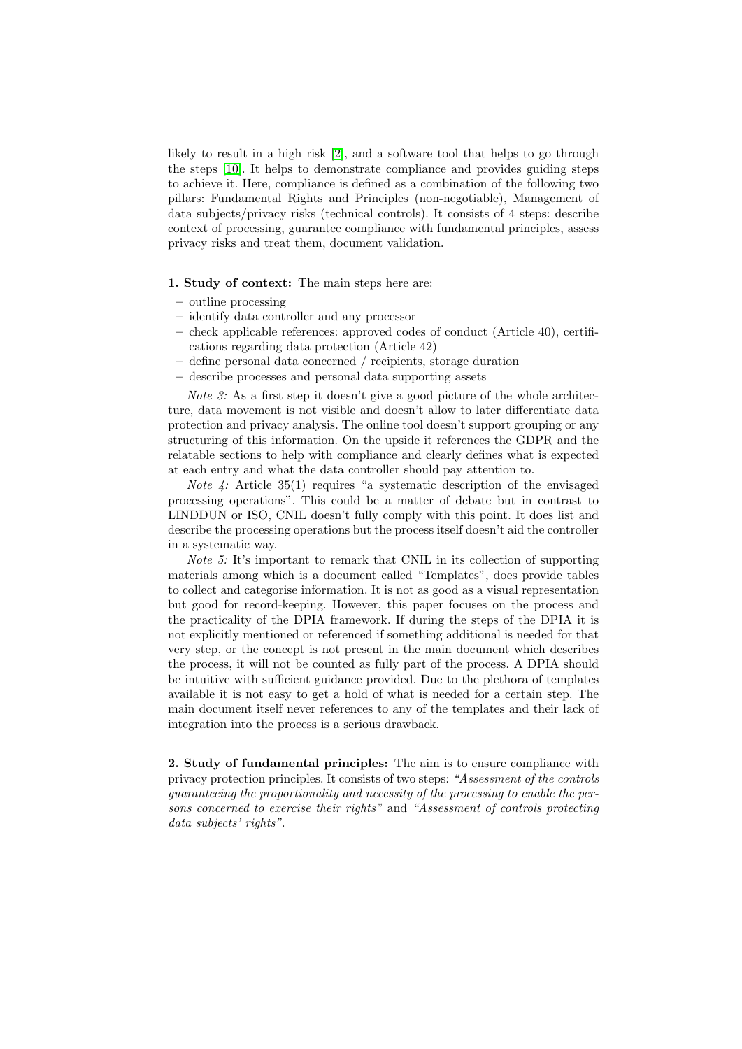likely to result in a high risk [2], and a software tool that helps to go through the steps [10]. It helps to demonstrate compliance and provides guiding steps to achieve it. Here, compliance is defined as a combination of the following two pillars: Fundamental Rights and Principles (non-negotiable), Management of data subjects/privacy risks (technical controls). It consists of 4 steps: describe context of processing, guarantee compliance with fundamental principles, assess privacy risks and treat them, document validation.

**1. Study of context:** The main steps here are:

- outline processing
- identify data controller and any processor
- check applicable references: approved codes of conduct (Article 40), certifications regarding data protection (Article 42)
- define personal data concerned / recipients, storage duration
- describe processes and personal data supporting assets

*Note 3:* As a first step it doesn't give a good picture of the whole architecture, data movement is not visible and doesn't allow to later differentiate data protection and privacy analysis. The online tool doesn't support grouping or any structuring of this information. On the upside it references the GDPR and the relatable sections to help with compliance and clearly defines what is expected at each entry and what the data controller should pay attention to.

*Note 4:* Article 35(1) requires "a systematic description of the envisaged processing operations". This could be a matter of debate but in contrast to LINDDUN or ISO, CNIL doesn't fully comply with this point. It does list and describe the processing operations but the process itself doesn't aid the controller in a systematic way.

*Note 5:* It's important to remark that CNIL in its collection of supporting materials among which is a document called "Templates", does provide tables to collect and categorise information. It is not as good as a visual representation but good for record-keeping. However, this paper focuses on the process and the practicality of the DPIA framework. If during the steps of the DPIA it is not explicitly mentioned or referenced if something additional is needed for that very step, or the concept is not present in the main document which describes the process, it will not be counted as fully part of the process. A DPIA should be intuitive with sufficient guidance provided. Due to the plethora of templates available it is not easy to get a hold of what is needed for a certain step. The main document itself never references to any of the templates and their lack of integration into the process is a serious drawback.

**2. Study of fundamental principles:** The aim is to ensure compliance with privacy protection principles. It consists of two steps: *"Assessment of the controls guaranteeing the proportionality and necessity of the processing to enable the persons concerned to exercise their rights"* and *"Assessment of controls protecting data subjects' rights"*.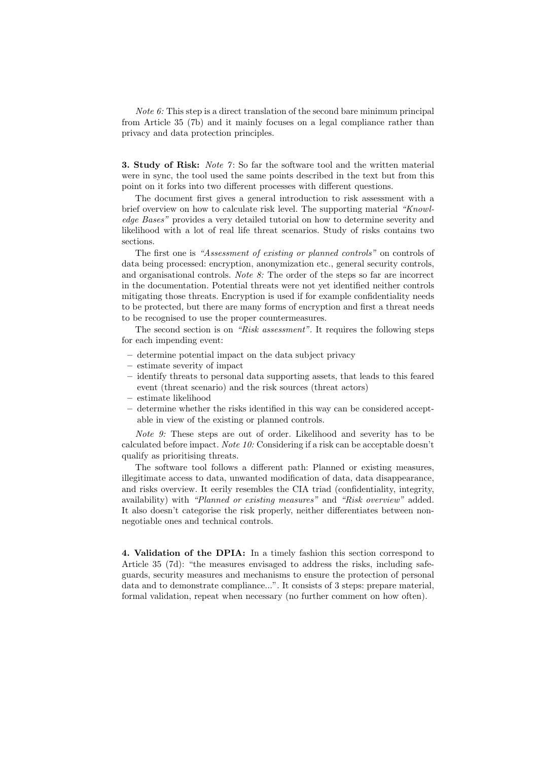*Note 6:* This step is a direct translation of the second bare minimum principal from Article 35 (7b) and it mainly focuses on a legal compliance rather than privacy and data protection principles.

**3. Study of Risk:** *Note 7*: So far the software tool and the written material were in sync, the tool used the same points described in the text but from this point on it forks into two different processes with different questions.

The document first gives a general introduction to risk assessment with a brief overview on how to calculate risk level. The supporting material *"Knowledge Bases"* provides a very detailed tutorial on how to determine severity and likelihood with a lot of real life threat scenarios. Study of risks contains two sections.

The first one is *"Assessment of existing or planned controls"* on controls of data being processed: encryption, anonymization etc., general security controls, and organisational controls. *Note 8:* The order of the steps so far are incorrect in the documentation. Potential threats were not yet identified neither controls mitigating those threats. Encryption is used if for example confidentiality needs to be protected, but there are many forms of encryption and first a threat needs to be recognised to use the proper countermeasures.

The second section is on *"Risk assessment"*. It requires the following steps for each impending event:

- determine potential impact on the data subject privacy
- estimate severity of impact
- identify threats to personal data supporting assets, that leads to this feared event (threat scenario) and the risk sources (threat actors)
- estimate likelihood
- determine whether the risks identified in this way can be considered acceptable in view of the existing or planned controls.

*Note 9:* These steps are out of order. Likelihood and severity has to be calculated before impact. *Note 10:* Considering if a risk can be acceptable doesn't qualify as prioritising threats.

The software tool follows a different path: Planned or existing measures, illegitimate access to data, unwanted modification of data, data disappearance, and risks overview. It eerily resembles the CIA triad (confidentiality, integrity, availability) with *"Planned or existing measures"* and *"Risk overview"* added. It also doesn't categorise the risk properly, neither differentiates between non-negotiable ones and technical controls.

**4. Validation of the DPIA:** In a timely fashion this section correspond to Article 35 (7d): "the measures envisaged to address the risks, including safeguards, security measures and mechanisms to ensure the protection of personal data and to demonstrate compliance...". It consists of 3 steps: prepare material, formal validation, repeat when necessary (no further comment on how often).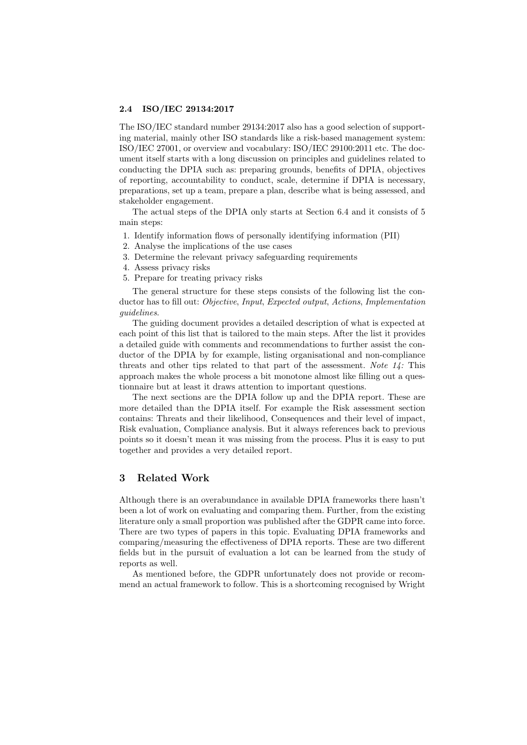### 2.4 ISO/IEC 29134:2017

The ISO/IEC standard number 29134:2017 also has a good selection of supporting material, mainly other ISO standards like a risk-based management system: ISO/IEC 27001, or overview and vocabulary: ISO/IEC 29100:2011 etc. The document itself starts with a long discussion on principles and guidelines related to conducting the DPIA such as: preparing grounds, benefits of DPIA, objectives of reporting, accountability to conduct, scale, determine if DPIA is necessary, preparations, set up a team, prepare a plan, describe what is being assessed, and stakeholder engagement.

The actual steps of the DPIA only starts at Section 6.4 and it consists of 5 main steps:

1. Identify information flows of personally identifying information (PII)
2. Analyse the implications of the use cases
3. Determine the relevant privacy safeguarding requirements
4. Assess privacy risks
5. Prepare for treating privacy risks

The general structure for these steps consists of the following list the conductor has to fill out: *Objective*, *Input*, *Expected output*, *Actions*, *Implementation guidelines*.

The guiding document provides a detailed description of what is expected at each point of this list that is tailored to the main steps. After the list it provides a detailed guide with comments and recommendations to further assist the conductor of the DPIA by for example, listing organisational and non-compliance threats and other tips related to that part of the assessment. *Note 14:* This approach makes the whole process a bit monotone almost like filling out a questionnaire but at least it draws attention to important questions.

The next sections are the DPIA follow up and the DPIA report. These are more detailed than the DPIA itself. For example the Risk assessment section contains: Threats and their likelihood, Consequences and their level of impact, Risk evaluation, Compliance analysis. But it always references back to previous points so it doesn't mean it was missing from the process. Plus it is easy to put together and provides a very detailed report.

## 3 Related Work

Although there is an overabundance in available DPIA frameworks there hasn't been a lot of work on evaluating and comparing them. Further, from the existing literature only a small proportion was published after the GDPR came into force. There are two types of papers in this topic. Evaluating DPIA frameworks and comparing/measuring the effectiveness of DPIA reports. These are two different fields but in the pursuit of evaluation a lot can be learned from the study of reports as well.

As mentioned before, the GDPR unfortunately does not provide or recommend an actual framework to follow. This is a shortcoming recognised by Wright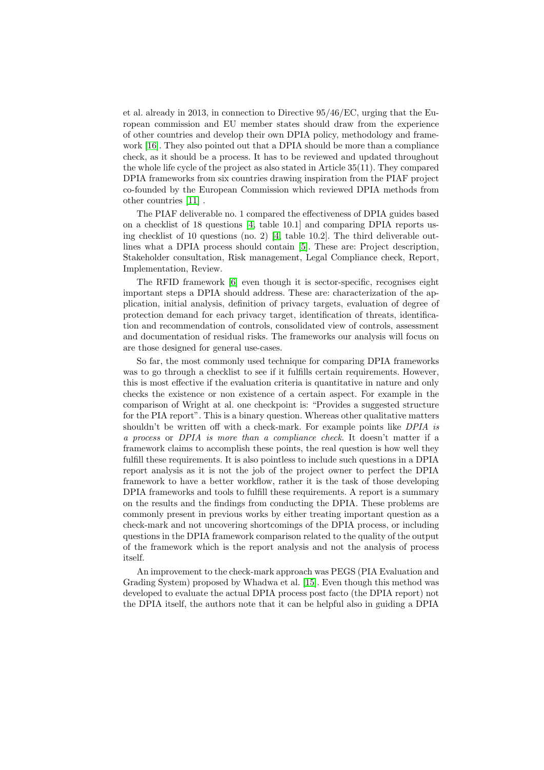et al. already in 2013, in connection to Directive 95/46/EC, urging that the European commission and EU member states should draw from the experience of other countries and develop their own DPIA policy, methodology and framework [16]. They also pointed out that a DPIA should be more than a compliance check, as it should be a process. It has to be reviewed and updated throughout the whole life cycle of the project as also stated in Article 35(11). They compared DPIA frameworks from six countries drawing inspiration from the PIAF project co-founded by the European Commission which reviewed DPIA methods from other countries [11] .

The PIAF deliverable no. 1 compared the effectiveness of DPIA guides based on a checklist of 18 questions [4, table 10.1] and comparing DPIA reports using checklist of 10 questions (no. 2) [4, table 10.2]. The third deliverable outlines what a DPIA process should contain [5]. These are: Project description, Stakeholder consultation, Risk management, Legal Compliance check, Report, Implementation, Review.

The RFID framework [6] even though it is sector-specific, recognises eight important steps a DPIA should address. These are: characterization of the application, initial analysis, definition of privacy targets, evaluation of degree of protection demand for each privacy target, identification of threats, identification and recommendation of controls, consolidated view of controls, assessment and documentation of residual risks. The frameworks our analysis will focus on are those designed for general use-cases.

So far, the most commonly used technique for comparing DPIA frameworks was to go through a checklist to see if it fulfills certain requirements. However, this is most effective if the evaluation criteria is quantitative in nature and only checks the existence or non existence of a certain aspect. For example in the comparison of Wright at al. one checkpoint is: "Provides a suggested structure for the PIA report". This is a binary question. Whereas other qualitative matters shouldn't be written off with a check-mark. For example points like *DPIA is a process* or *DPIA is more than a compliance check*. It doesn't matter if a framework claims to accomplish these points, the real question is how well they fulfill these requirements. It is also pointless to include such questions in a DPIA report analysis as it is not the job of the project owner to perfect the DPIA framework to have a better workflow, rather it is the task of those developing DPIA frameworks and tools to fulfill these requirements. A report is a summary on the results and the findings from conducting the DPIA. These problems are commonly present in previous works by either treating important question as a check-mark and not uncovering shortcomings of the DPIA process, or including questions in the DPIA framework comparison related to the quality of the output of the framework which is the report analysis and not the analysis of process itself.

An improvement to the check-mark approach was PEGS (PIA Evaluation and Grading System) proposed by Whadwa et al. [15]. Even though this method was developed to evaluate the actual DPIA process post facto (the DPIA report) not the DPIA itself, the authors note that it can be helpful also in guiding a DPIA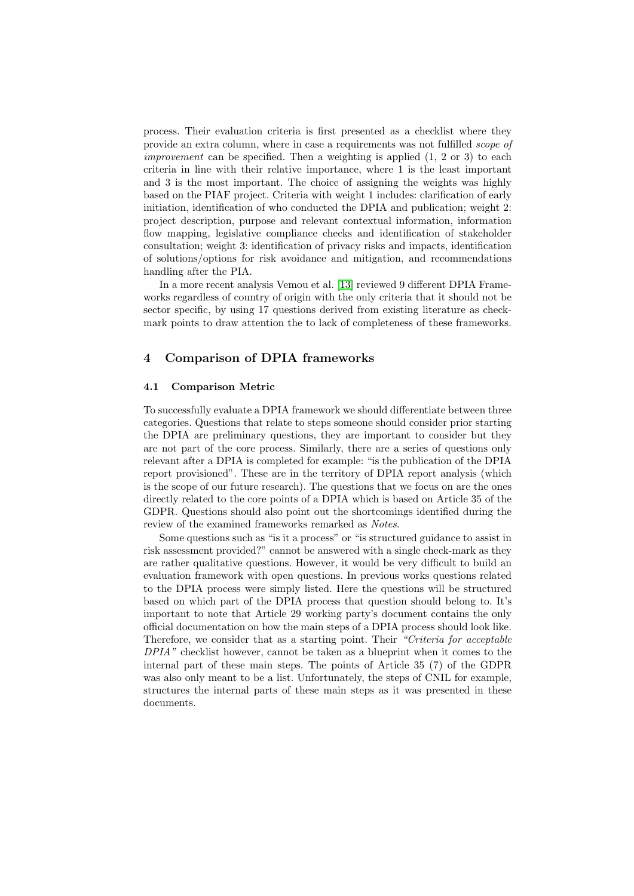process. Their evaluation criteria is first presented as a checklist where they provide an extra column, where in case a requirements was not fulfilled *scope of improvement* can be specified. Then a weighting is applied (1, 2 or 3) to each criteria in line with their relative importance, where 1 is the least important and 3 is the most important. The choice of assigning the weights was highly based on the PIAF project. Criteria with weight 1 includes: clarification of early initiation, identification of who conducted the DPIA and publication; weight 2: project description, purpose and relevant contextual information, information flow mapping, legislative compliance checks and identification of stakeholder consultation; weight 3: identification of privacy risks and impacts, identification of solutions/options for risk avoidance and mitigation, and recommendations handling after the PIA.

In a more recent analysis Vemou et al. [13] reviewed 9 different DPIA Frameworks regardless of country of origin with the only criteria that it should not be sector specific, by using 17 questions derived from existing literature as check-mark points to draw attention the to lack of completeness of these frameworks.

## 4 Comparison of DPIA frameworks

### 4.1 Comparison Metric

To successfully evaluate a DPIA framework we should differentiate between three categories. Questions that relate to steps someone should consider prior starting the DPIA are preliminary questions, they are important to consider but they are not part of the core process. Similarly, there are a series of questions only relevant after a DPIA is completed for example: "is the publication of the DPIA report provisioned". These are in the territory of DPIA report analysis (which is the scope of our future research). The questions that we focus on are the ones directly related to the core points of a DPIA which is based on Article 35 of the GDPR. Questions should also point out the shortcomings identified during the review of the examined frameworks remarked as *Notes*.

Some questions such as "is it a process" or "is structured guidance to assist in risk assessment provided?" cannot be answered with a single check-mark as they are rather qualitative questions. However, it would be very difficult to build an evaluation framework with open questions. In previous works questions related to the DPIA process were simply listed. Here the questions will be structured based on which part of the DPIA process that question should belong to. It's important to note that Article 29 working party's document contains the only official documentation on how the main steps of a DPIA process should look like. Therefore, we consider that as a starting point. Their *"Criteria for acceptable DPIA"* checklist however, cannot be taken as a blueprint when it comes to the internal part of these main steps. The points of Article 35 (7) of the GDPR was also only meant to be a list. Unfortunately, the steps of CNIL for example, structures the internal parts of these main steps as it was presented in these documents.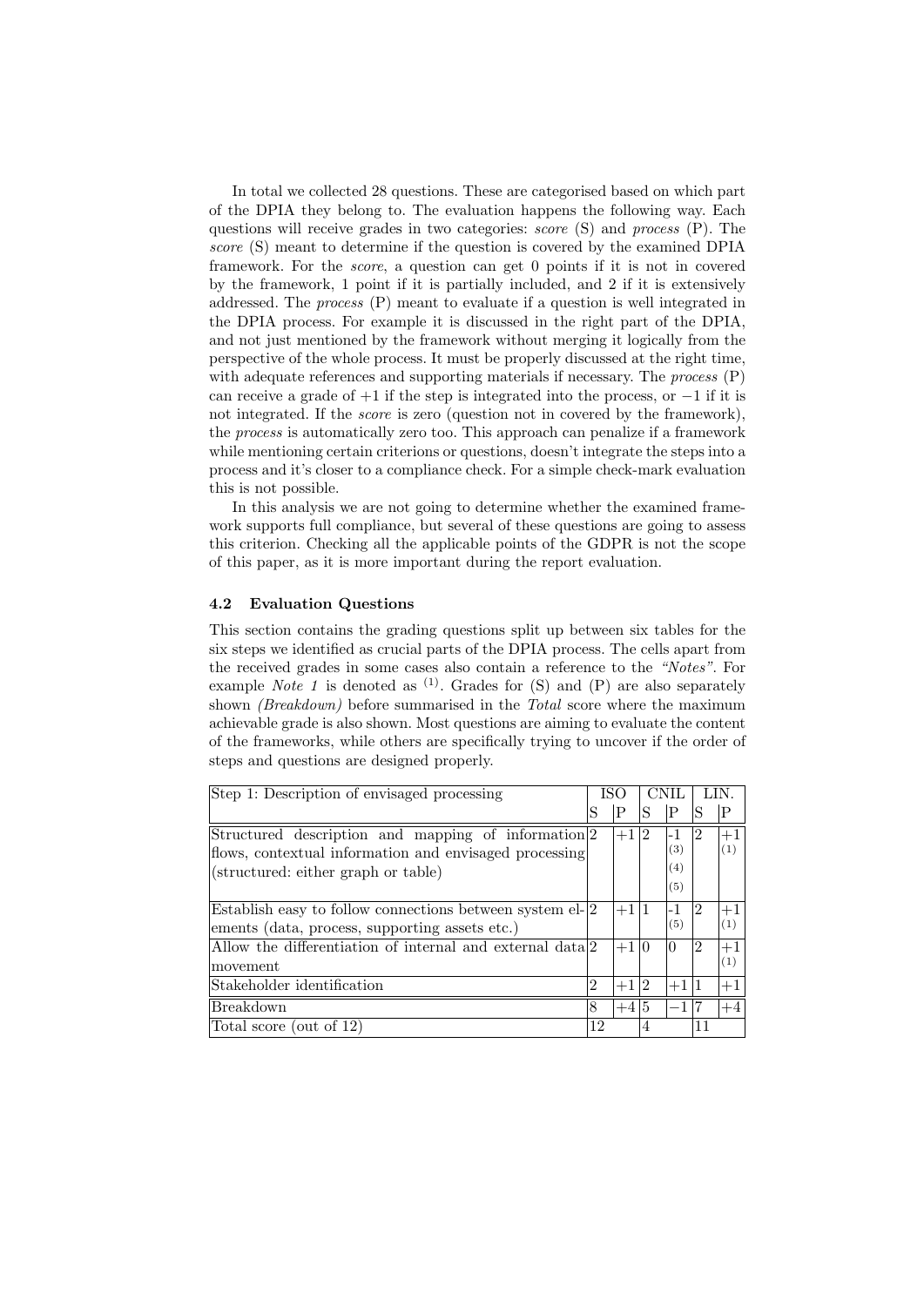In total we collected 28 questions. These are categorised based on which part of the DPIA they belong to. The evaluation happens the following way. Each questions will receive grades in two categories: *score* (S) and *process* (P). The *score* (S) meant to determine if the question is covered by the examined DPIA framework. For the *score*, a question can get 0 points if it is not in covered by the framework, 1 point if it is partially included, and 2 if it is extensively addressed. The *process* (P) meant to evaluate if a question is well integrated in the DPIA process. For example it is discussed in the right part of the DPIA, and not just mentioned by the framework without merging it logically from the perspective of the whole process. It must be properly discussed at the right time, with adequate references and supporting materials if necessary. The *process* (P) can receive a grade of +1 if the step is integrated into the process, or −1 if it is not integrated. If the *score* is zero (question not in covered by the framework), the *process* is automatically zero too. This approach can penalize if a framework while mentioning certain criterions or questions, doesn't integrate the steps into a process and it's closer to a compliance check. For a simple check-mark evaluation this is not possible.

In this analysis we are not going to determine whether the examined framework supports full compliance, but several of these questions are going to assess this criterion. Checking all the applicable points of the GDPR is not the scope of this paper, as it is more important during the report evaluation.

### 4.2 Evaluation Questions

This section contains the grading questions split up between six tables for the six steps we identified as crucial parts of the DPIA process. The cells apart from the received grades in some cases also contain a reference to the *"Notes"*. For example *Note 1* is denoted as [1]. Grades for (S) and (P) are also separately shown *(Breakdown)* before summarised in the *Total* score where the maximum achievable grade is also shown. Most questions are aiming to evaluate the content of the frameworks, while others are specifically trying to uncover if the order of steps and questions are designed properly.

| Step 1: Description of envisaged processing | ISO | | CNIL | | LIN. | |
|---|---|---|---|---|---|---|
| | S | P | S | P | S | P |
| Structured description and mapping of information flows, contextual information and envisaged processing (structured: either graph or table) | 2 | +1 | 2 | -1 [3] [4] [5] | 2 | +1 [1] |
| Establish easy to follow connections between system elements (data, process, supporting assets etc.) | 2 | +1 | 1 | -1 [5] | 2 | +1 [1] |
| Allow the differentiation of internal and external data movement | 2 | +1 | 0 | 0 | 2 | +1 [1] |
| Stakeholder identification | 2 | +1 | 2 | +1 | 1 | +1 |
| Breakdown | 8 | +4 | 5 | −1 | 7 | +4 |
| Total score (out of 12) | 12 | | 4 | | 11 | |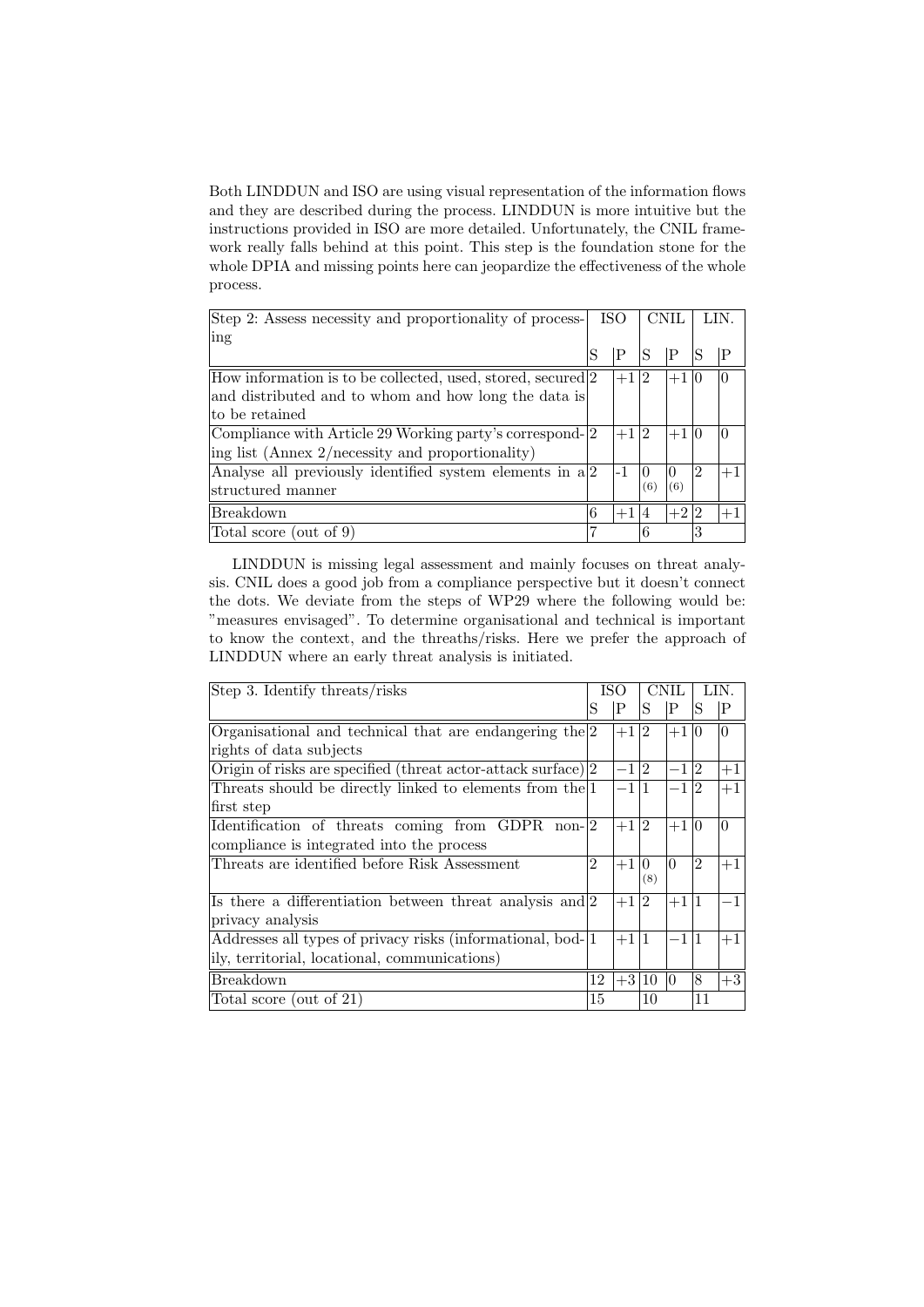Both LINDDUN and ISO are using visual representation of the information flows and they are described during the process. LINDDUN is more intuitive but the instructions provided in ISO are more detailed. Unfortunately, the CNIL framework really falls behind at this point. This step is the foundation stone for the whole DPIA and missing points here can jeopardize the effectiveness of the whole process.

| Step 2: Assess necessity and proportionality of processing | ISO | | CNIL | | LIN. | |
|---|---|---|---|---|---|---|
| | S | P | S | P | S | P |
| How information is to be collected, used, stored, secured and distributed and to whom and how long the data is to be retained | 2 | +1 | 2 | +1 | 0 | 0 |
| Compliance with Article 29 Working party's corresponding list (Annex 2/necessity and proportionality) | 2 | +1 | 2 | +1 | 0 | 0 |
| Analyse all previously identified system elements in a structured manner | 2 | -1 | 0 (6) | 0 (6) | 2 | +1 |
| Breakdown | 6 | +1 | 4 | +2 | 2 | +1 |
| Total score (out of 9) | 7 | | 6 | | 3 | |

LINDDUN is missing legal assessment and mainly focuses on threat analysis. CNIL does a good job from a compliance perspective but it doesn't connect the dots. We deviate from the steps of WP29 where the following would be: "measures envisaged". To determine organisational and technical is important to know the context, and the threaths/risks. Here we prefer the approach of LINDDUN where an early threat analysis is initiated.

| Step 3. Identify threats/risks | ISO | | CNIL | | LIN. | |
|---|---|---|---|---|---|---|
| | S | P | S | P | S | P |
| Organisational and technical that are endangering the rights of data subjects | 2 | +1 | 2 | +1 | 0 | 0 |
| Origin of risks are specified (threat actor-attack surface) | 2 | $-1$ | 2 | $-1$ | 2 | +1 |
| Threats should be directly linked to elements from the first step | 1 | $-1$ | 1 | $-1$ | 2 | +1 |
| Identification of threats coming from GDPR non-compliance is integrated into the process | 2 | +1 | 2 | +1 | 0 | 0 |
| Threats are identified before Risk Assessment | 2 | +1 | 0 (8) | 0 | 2 | +1 |
| Is there a differentiation between threat analysis and privacy analysis | 2 | +1 | 2 | +1 | 1 | $-1$ |
| Addresses all types of privacy risks (informational, bodily, territorial, locational, communications) | 1 | +1 | 1 | $-1$ | 1 | +1 |
| Breakdown | 12 | +3 | 10 | 0 | 8 | +3 |
| Total score (out of 21) | 15 | | 10 | | 11 | |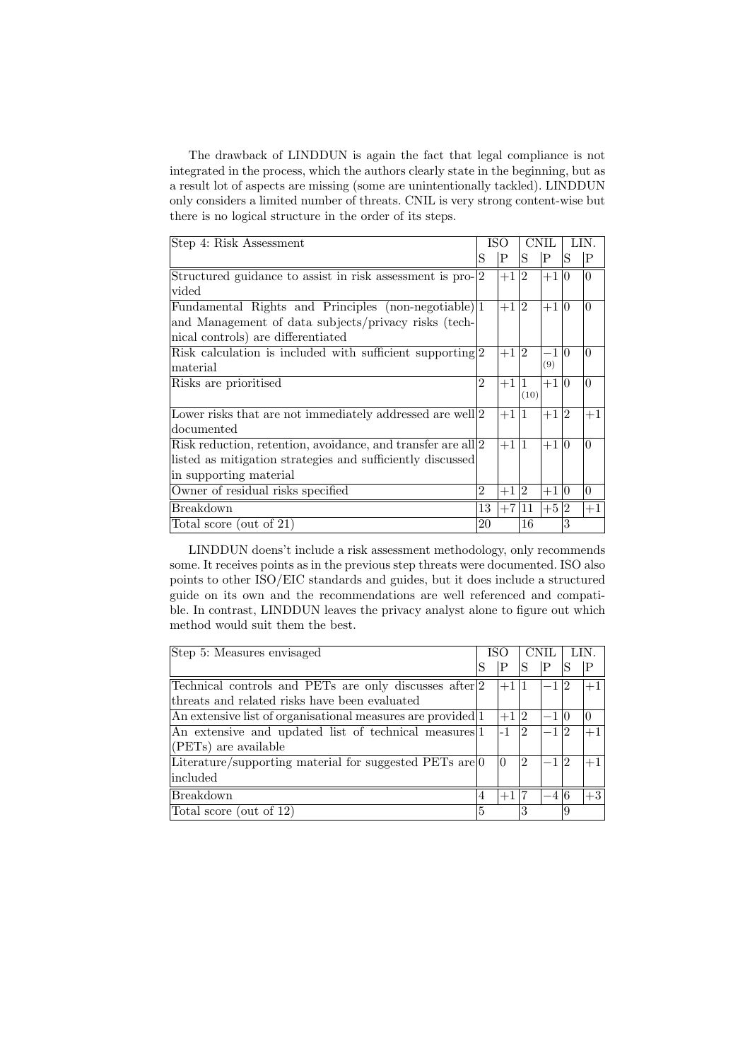The drawback of LINDDUN is again the fact that legal compliance is not integrated in the process, which the authors clearly state in the beginning, but as a result lot of aspects are missing (some are unintentionally tackled). LINDDUN only considers a limited number of threats. CNIL is very strong content-wise but there is no logical structure in the order of its steps.

| Step 4: Risk Assessment | ISO | | CNIL | | LIN. | |
|---|---|---|---|---|---|---|
| | S | P | S | P | S | P |
| Structured guidance to assist in risk assessment is provided | 2 | +1 | 2 | +1 | 0 | 0 |
| Fundamental Rights and Principles (non-negotiable) and Management of data subjects/privacy risks (technical controls) are differentiated | 1 | +1 | 2 | +1 | 0 | 0 |
| Risk calculation is included with sufficient supporting material | 2 | +1 | 2 | −1 (9) | 0 | 0 |
| Risks are prioritised | 2 | +1 | 1 (10) | +1 | 0 | 0 |
| Lower risks that are not immediately addressed are well documented | 2 | +1 | 1 | +1 | 2 | +1 |
| Risk reduction, retention, avoidance, and transfer are all listed as mitigation strategies and sufficiently discussed in supporting material | 2 | +1 | 1 | +1 | 0 | 0 |
| Owner of residual risks specified | 2 | +1 | 2 | +1 | 0 | 0 |
| Breakdown | 13 | +7 | 11 | +5 | 2 | +1 |
| Total score (out of 21) | 20 | | 16 | | 3 | |

LINDDUN doesn't include a risk assessment methodology, only recommends some. It receives points as in the previous step threats were documented. ISO also points to other ISO/EIC standards and guides, but it does include a structured guide on its own and the recommendations are well referenced and compatible. In contrast, LINDDUN leaves the privacy analyst alone to figure out which method would suit them the best.

| Step 5: Measures envisaged | ISO | | CNIL | | LIN. | |
|---|---|---|---|---|---|---|
| | S | P | S | P | S | P |
| Technical controls and PETs are only discusses after threats and related risks have been evaluated | 2 | +1 | 1 | −1 | 2 | +1 |
| An extensive list of organisational measures are provided | 1 | +1 | 2 | −1 | 0 | 0 |
| An extensive and updated list of technical measures (PETs) are available | 1 | -1 | 2 | −1 | 2 | +1 |
| Literature/supporting material for suggested PETs are included | 0 | 0 | 2 | −1 | 2 | +1 |
| Breakdown | 4 | +1 | 7 | −4 | 6 | +3 |
| Total score (out of 12) | 5 | | 3 | | 9 | |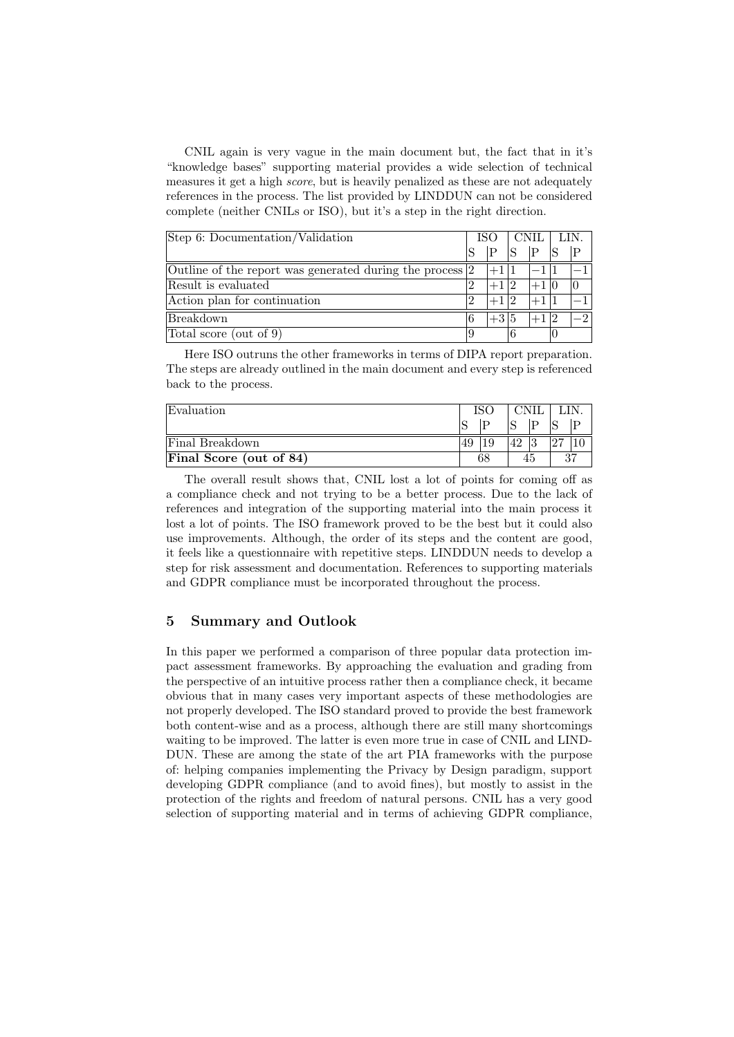CNIL again is very vague in the main document but, the fact that in it's "knowledge bases" supporting material provides a wide selection of technical measures it get a high *score*, but is heavily penalized as these are not adequately references in the process. The list provided by LINDDUN can not be considered complete (neither CNILs or ISO), but it's a step in the right direction.

| Step 6: Documentation/Validation | ISO | | CNIL | | LIN. | |
|---|---|---|---|---|---|---|
| | S | P | S | P | S | P |
| Outline of the report was generated during the process | 2 | $+1$ | 1 | $-1$ | 1 | $-1$ |
| Result is evaluated | 2 | $+1$ | 2 | $+1$ | 0 | 0 |
| Action plan for continuation | 2 | $+1$ | 2 | $+1$ | 1 | $-1$ |
| Breakdown | 6 | $+3$ | 5 | $+1$ | 2 | $-2$ |
| Total score (out of 9) | 9 | | 6 | | 0 | |

Here ISO outruns the other frameworks in terms of DIPA report preparation. The steps are already outlined in the main document and every step is referenced back to the process.

| Evaluation | ISO | | CNIL | | LIN. | |
|---|---|---|---|---|---|---|
| | S | P | S | P | S | P |
| Final Breakdown | 49 | 19 | 42 | 3 | 27 | 10 |
| **Final Score (out of 84)** | 68 | | 45 | | 37 | |

The overall result shows that, CNIL lost a lot of points for coming off as a compliance check and not trying to be a better process. Due to the lack of references and integration of the supporting material into the main process it lost a lot of points. The ISO framework proved to be the best but it could also use improvements. Although, the order of its steps and the content are good, it feels like a questionnaire with repetitive steps. LINDDUN needs to develop a step for risk assessment and documentation. References to supporting materials and GDPR compliance must be incorporated throughout the process.

## 5 Summary and Outlook

In this paper we performed a comparison of three popular data protection impact assessment frameworks. By approaching the evaluation and grading from the perspective of an intuitive process rather then a compliance check, it became obvious that in many cases very important aspects of these methodologies are not properly developed. The ISO standard proved to provide the best framework both content-wise and as a process, although there are still many shortcomings waiting to be improved. The latter is even more true in case of CNIL and LINDDUN. These are among the state of the art PIA frameworks with the purpose of: helping companies implementing the Privacy by Design paradigm, support developing GDPR compliance (and to avoid fines), but mostly to assist in the protection of the rights and freedom of natural persons. CNIL has a very good selection of supporting material and in terms of achieving GDPR compliance,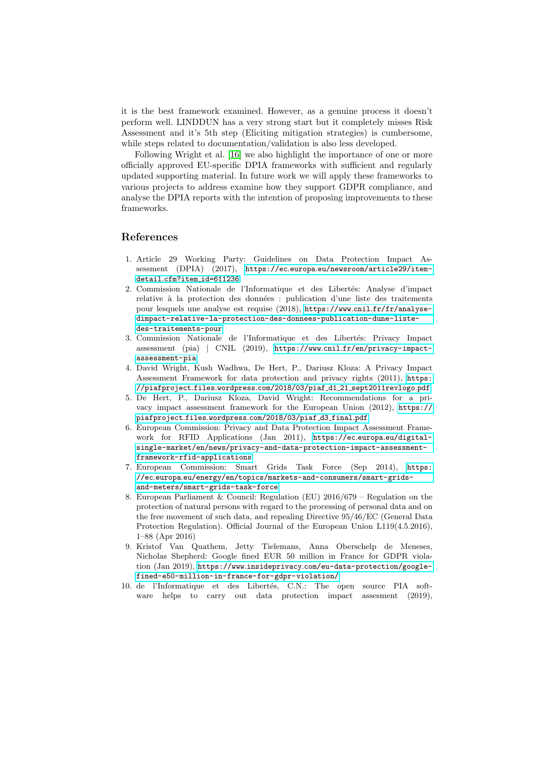it is the best framework examined. However, as a genuine process it doesn't perform well. LINDDUN has a very strong start but it completely misses Risk Assessment and it's 5th step (Eliciting mitigation strategies) is cumbersome, while steps related to documentation/validation is also less developed.

Following Wright et al. [16] we also highlight the importance of one or more officially approved EU-specific DPIA frameworks with sufficient and regularly updated supporting material. In future work we will apply these frameworks to various projects to address examine how they support GDPR compliance, and analyse the DPIA reports with the intention of proposing improvements to these frameworks.

## References

1. Article 29 Working Party: Guidelines on Data Protection Impact Assessment (DPIA) (2017), https://ec.europa.eu/newsroom/article29/item-detail.cfm?item_id=611236
2. Commission Nationale de l'Informatique et des Libertés: Analyse d'impact relative à la protection des données : publication d'une liste des traitements pour lesquels une analyse est requise (2018), https://www.cnil.fr/fr/analyse-dimpact-relative-la-protection-des-donnees-publication-dune-liste-des-traitements-pour
3. Commission Nationale de l'Informatique et des Libertés: Privacy Impact assessment (pia) | CNIL (2019), https://www.cnil.fr/en/privacy-impact-assessment-pia
4. David Wright, Kush Wadhwa, De Hert, P., Dariusz Kloza: A Privacy Impact Assessment Framework for data protection and privacy rights (2011), https://piafproject.files.wordpress.com/2018/03/piaf_d1_21_sept2011revlogo.pdf
5. De Hert, P., Dariusz Kloza, David Wright: Recommendations for a privacy impact assessment framework for the European Union (2012), https://piafproject.files.wordpress.com/2018/03/piaf_d3_final.pdf
6. European Commission: Privacy and Data Protection Impact Assessment Framework for RFID Applications (Jan 2011), https://ec.europa.eu/digital-single-market/en/news/privacy-and-data-protection-impact-assessment-framework-rfid-applications
7. European Commission: Smart Grids Task Force (Sep 2014), https://ec.europa.eu/energy/en/topics/markets-and-consumers/smart-grids-and-meters/smart-grids-task-force
8. European Parliament & Council: Regulation (EU) 2016/679 – Regulation on the protection of natural persons with regard to the processing of personal data and on the free movement of such data, and repealing Directive 95/46/EC (General Data Protection Regulation). Official Journal of the European Union L119(4.5.2016), 1–88 (Apr 2016)
9. Kristof Van Quathem, Jetty Tielemans, Anna Oberschelp de Meneses, Nicholas Shepherd: Google fined EUR 50 million in France for GDPR violation (Jan 2019), https://www.insideprivacy.com/eu-data-protection/google-fined-e50-million-in-france-for-gdpr-violation/
10. de l'Informatique et des Libertés, C.N.: The open source PIA software helps to carry out data protection impact assesment (2019),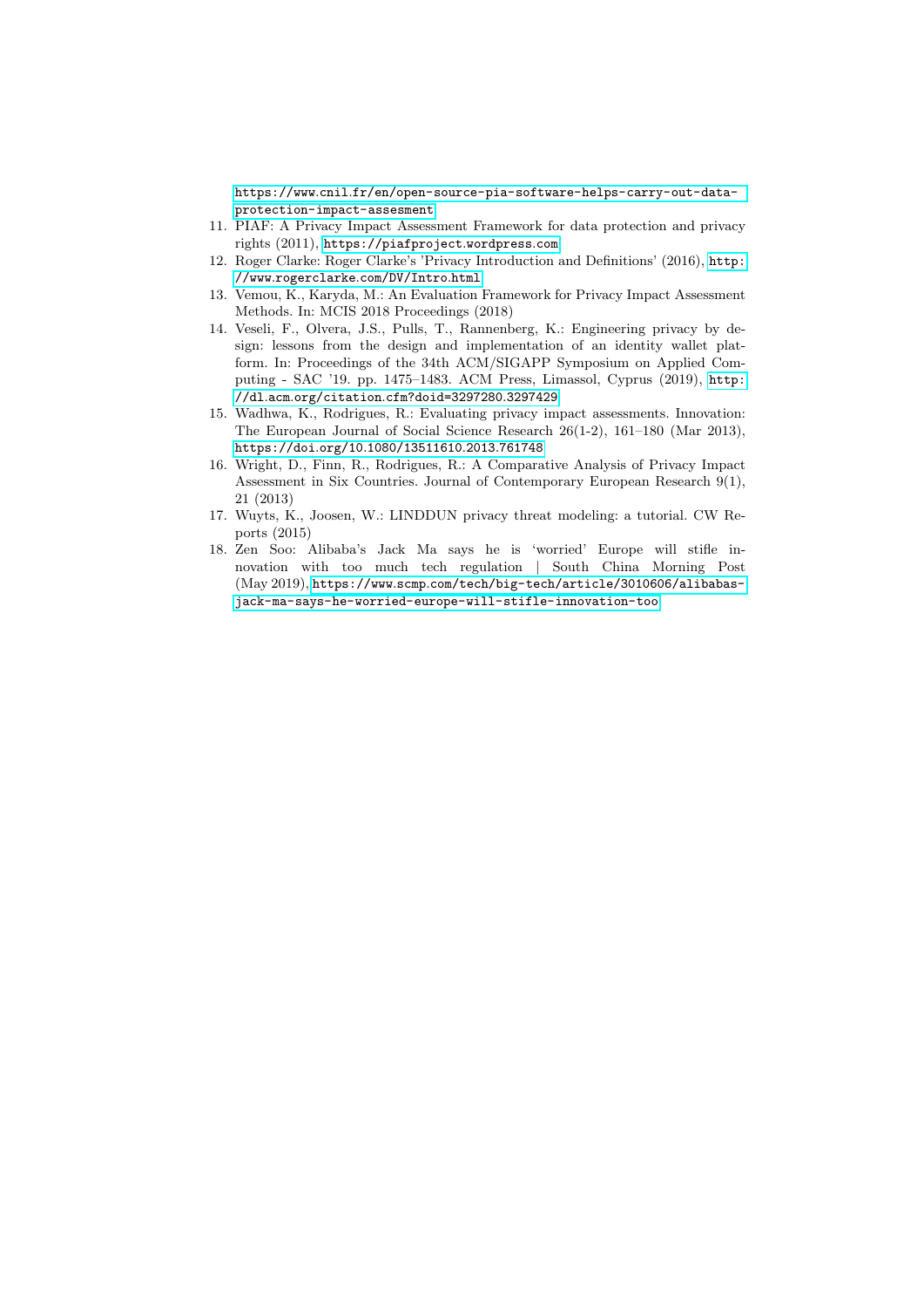https://www.cnil.fr/en/open-source-pia-software-helps-carry-out-data-protection-impact-assesment

11. PIAF: A Privacy Impact Assessment Framework for data protection and privacy rights (2011), https://piafproject.wordpress.com
12. Roger Clarke: Roger Clarke's 'Privacy Introduction and Definitions' (2016), http://www.rogerclarke.com/DV/Intro.html
13. Vemou, K., Karyda, M.: An Evaluation Framework for Privacy Impact Assessment Methods. In: MCIS 2018 Proceedings (2018)
14. Veseli, F., Olvera, J.S., Pulls, T., Rannenberg, K.: Engineering privacy by design: lessons from the design and implementation of an identity wallet platform. In: Proceedings of the 34th ACM/SIGAPP Symposium on Applied Computing - SAC '19. pp. 1475–1483. ACM Press, Limassol, Cyprus (2019), http://dl.acm.org/citation.cfm?doid=3297280.3297429
15. Wadhwa, K., Rodrigues, R.: Evaluating privacy impact assessments. Innovation: The European Journal of Social Science Research 26(1-2), 161–180 (Mar 2013), https://doi.org/10.1080/13511610.2013.761748
16. Wright, D., Finn, R., Rodrigues, R.: A Comparative Analysis of Privacy Impact Assessment in Six Countries. Journal of Contemporary European Research 9(1), 21 (2013)
17. Wuyts, K., Joosen, W.: LINDDUN privacy threat modeling: a tutorial. CW Reports (2015)
18. Zen Soo: Alibaba's Jack Ma says he is 'worried' Europe will stifle innovation with too much tech regulation | South China Morning Post (May 2019), https://www.scmp.com/tech/big-tech/article/3010606/alibabas-jack-ma-says-he-worried-europe-will-stifle-innovation-too